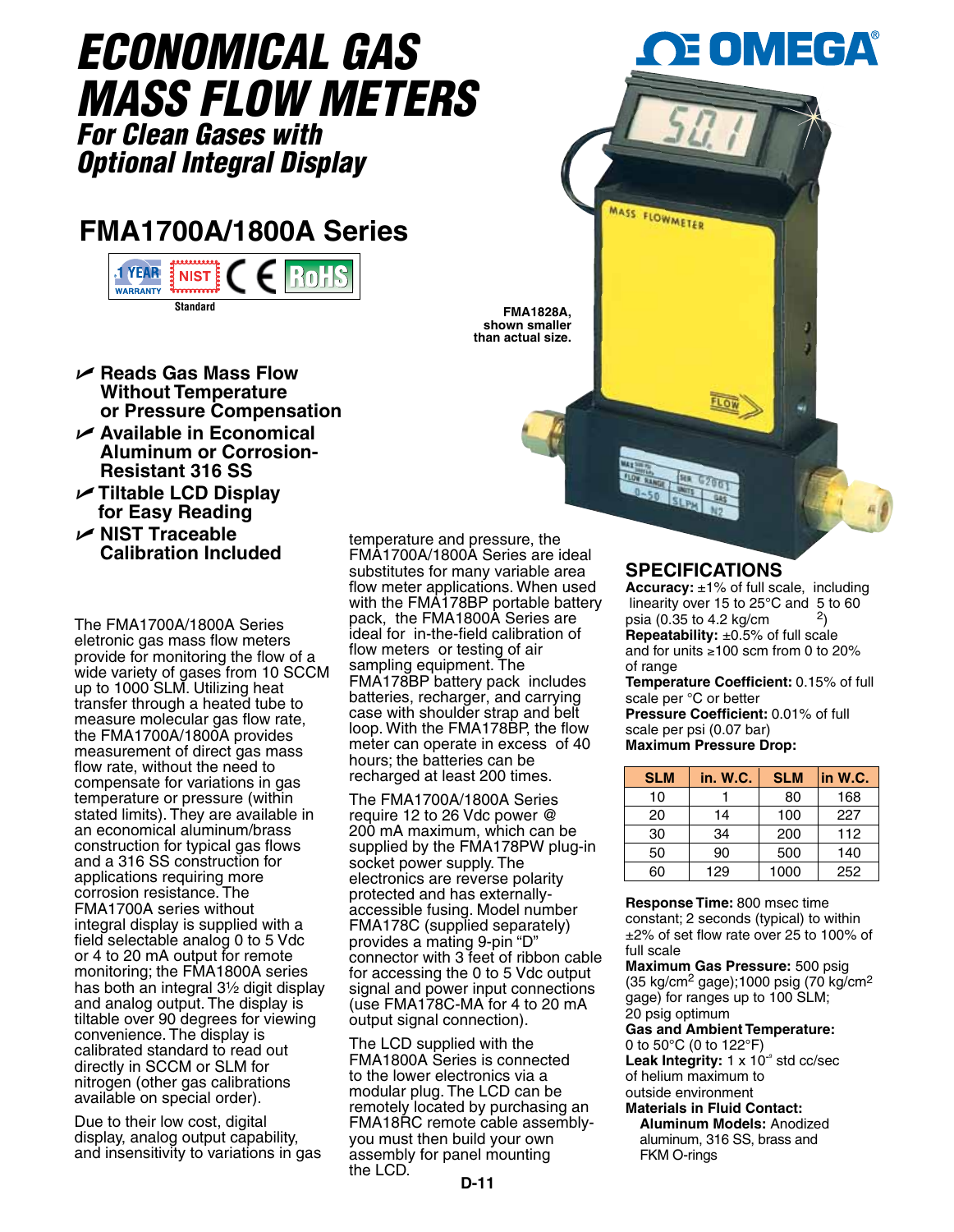# ECONOMICAL GAS MASS FLOW METERS

## *For Clean Gases with Optional Integral Display*

## FMA1700A/1800A Series

1 YEAR WARRANTY | NIST | CE | RoHS

Standard

FMA1828A, shown smaller than actual size.

- **Reads Gas Mass Flow Without Temperature or Pressure Compensation**
- **Available in Economical Aluminum or Corrosion-Resistant 316 SS**
- **Tiltable LCD Display for Easy Reading**
- **NIST Traceable Calibration Included**

The FMA1700A/1800A Series eletronic gas mass flow meters provide for monitoring the flow of a wide variety of gases from 10 SCCM up to 1000 SLM. Utilizing heat transfer through a heated tube to measure molecular gas flow rate, the FMA1700A/1800A provides measurement of direct gas mass flow rate, without the need to compensate for variations in gas temperature or pressure (within stated limits). They are available in an economical aluminum/brass construction for typical gas flows and a 316 SS construction for applications requiring more corrosion resistance. The FMA1700A series without integral display is supplied with a field selectable analog 0 to 5 Vdc or 4 to 20 mA output for remote monitoring; the FMA1800A series has both an integral 3½ digit display and analog output. The display is tiltable over 90 degrees for viewing convenience. The display is calibrated standard to read out directly in SCCM or SLM for nitrogen (other gas calibrations available on special order).

Due to their low cost, digital display, analog output capability, and insensitivity to variations in gas temperature and pressure, the FMA1700A/1800A Series are ideal substitutes for many variable area flow meter applications. When used with the FMA178BP portable battery pack, the FMA1800A Series are ideal for in-the-field calibration of flow meters or testing of air sampling equipment. The FMA178BP battery pack includes batteries, recharger, and carrying case with shoulder strap and belt loop. With the FMA178BP, the flow meter can operate in excess of 40 hours; the batteries can be recharged at least 200 times.

The FMA1700A/1800A Series require 12 to 26 Vdc power @ 200 mA maximum, which can be supplied by the FMA178PW plug-in socket power supply. The electronics are reverse polarity protected and has externally-accessible fusing. Model number FMA178C (supplied separately) provides a mating 9-pin "D" connector with 3 feet of ribbon cable for accessing the 0 to 5 Vdc output signal and power input connections (use FMA178C-MA for 4 to 20 mA output signal connection).

The LCD supplied with the FMA1800A Series is connected to the lower electronics via a modular plug. The LCD can be remotely located by purchasing an FMA18RC remote cable assembly-you must then build your own assembly for panel mounting the LCD.

## SPECIFICATIONS

**Accuracy:** ±1% of full scale, including linearity over 15 to 25°C and 5 to 60 psia (0.35 to 4.2 kg/cm$^2$)
**Repeatability:** ±0.5% of full scale and for units ≥100 scm from 0 to 20% of range
**Temperature Coefficient:** 0.15% of full scale per °C or better
**Pressure Coefficient:** 0.01% of full scale per psi (0.07 bar)
**Maximum Pressure Drop:**

| SLM | in. W.C. | SLM | in W.C. |
|---|---|---|---|
| 10 | 1 | 80 | 168 |
| 20 | 14 | 100 | 227 |
| 30 | 34 | 200 | 112 |
| 50 | 90 | 500 | 140 |
| 60 | 129 | 1000 | 252 |

**Response Time:** 800 msec time constant; 2 seconds (typical) to within ±2% of set flow rate over 25 to 100% of full scale
**Maximum Gas Pressure:** 500 psig (35 kg/cm$^2$ gage); 1000 psig (70 kg/cm$^2$ gage) for ranges up to 100 SLM; 20 psig optimum
**Gas and Ambient Temperature:** 0 to 50°C (0 to 122°F)
**Leak Integrity:** 1 x $10^{-9}$ std cc/sec of helium maximum to outside environment
**Materials in Fluid Contact:**
**Aluminum Models:** Anodized aluminum, 316 SS, brass and FKM O-rings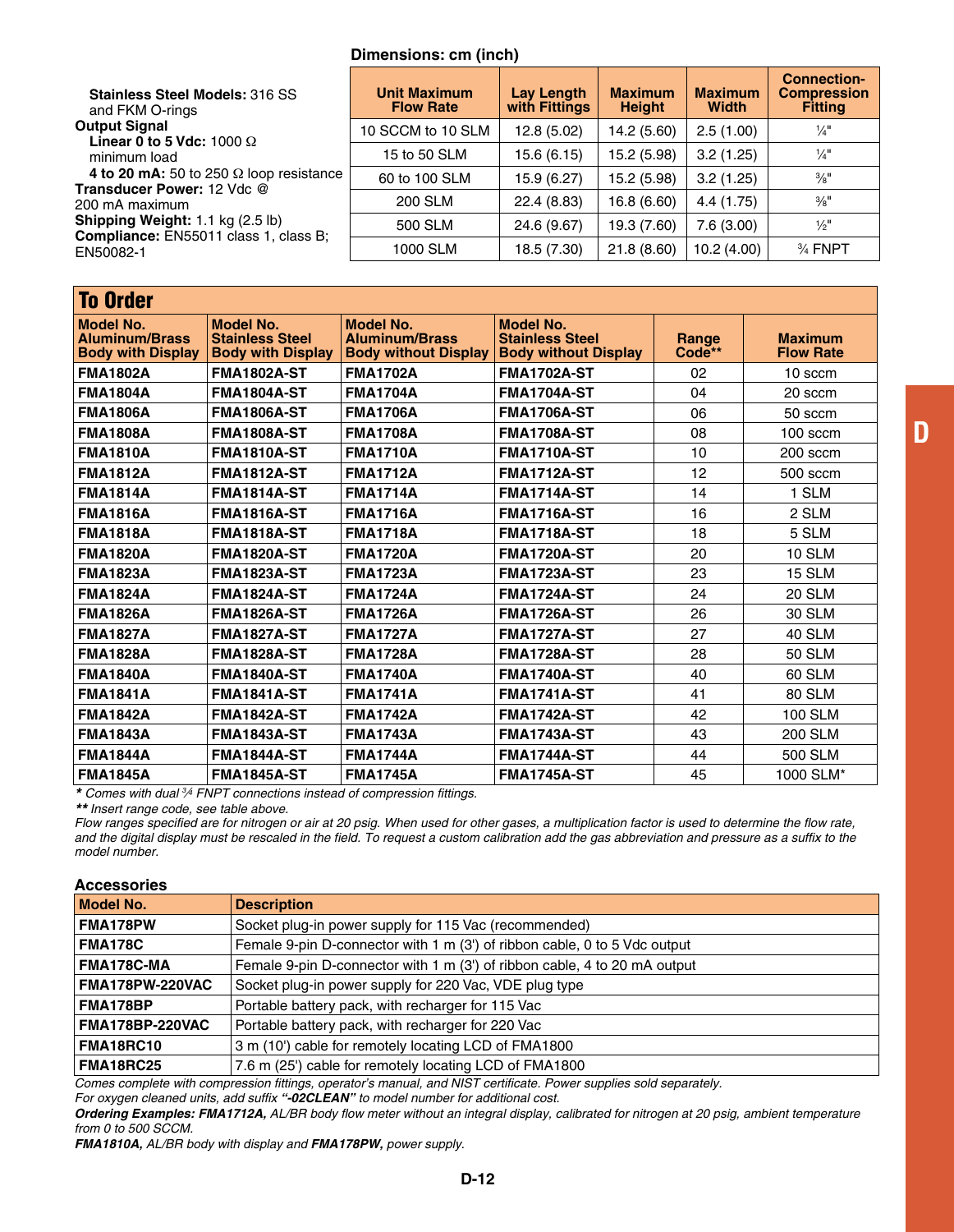**Stainless Steel Models:** 316 SS and FKM O-rings

**Output Signal**

**Linear 0 to 5 Vdc:** 1000 Ω minimum load

**4 to 20 mA:** 50 to 250 Ω loop resistance

**Transducer Power:** 12 Vdc @ 200 mA maximum

**Shipping Weight:** 1.1 kg (2.5 lb)

**Compliance:** EN55011 class 1, class B; EN50082-1

**Dimensions: cm (inch)**

| Unit Maximum Flow Rate | Lay Length with Fittings | Maximum Height | Maximum Width | Connection-Compression Fitting |
|---|---|---|---|---|
| 10 SCCM to 10 SLM | 12.8 (5.02) | 14.2 (5.60) | 2.5 (1.00) | ¼" |
| 15 to 50 SLM | 15.6 (6.15) | 15.2 (5.98) | 3.2 (1.25) | ¼" |
| 60 to 100 SLM | 15.9 (6.27) | 15.2 (5.98) | 3.2 (1.25) | ⅜" |
| 200 SLM | 22.4 (8.83) | 16.8 (6.60) | 4.4 (1.75) | ⅜" |
| 500 SLM | 24.6 (9.67) | 19.3 (7.60) | 7.6 (3.00) | ½" |
| 1000 SLM | 18.5 (7.30) | 21.8 (8.60) | 10.2 (4.00) | ¾ FNPT |

## To Order

| Model No. Aluminum/Brass Body with Display | Model No. Stainless Steel Body with Display | Model No. Aluminum/Brass Body without Display | Model No. Stainless Steel Body without Display | Range Code** | Maximum Flow Rate |
|---|---|---|---|---|---|
| **FMA1802A** | **FMA1802A-ST** | **FMA1702A** | **FMA1702A-ST** | 02 | 10 sccm |
| **FMA1804A** | **FMA1804A-ST** | **FMA1704A** | **FMA1704A-ST** | 04 | 20 sccm |
| **FMA1806A** | **FMA1806A-ST** | **FMA1706A** | **FMA1706A-ST** | 06 | 50 sccm |
| **FMA1808A** | **FMA1808A-ST** | **FMA1708A** | **FMA1708A-ST** | 08 | 100 sccm |
| **FMA1810A** | **FMA1810A-ST** | **FMA1710A** | **FMA1710A-ST** | 10 | 200 sccm |
| **FMA1812A** | **FMA1812A-ST** | **FMA1712A** | **FMA1712A-ST** | 12 | 500 sccm |
| **FMA1814A** | **FMA1814A-ST** | **FMA1714A** | **FMA1714A-ST** | 14 | 1 SLM |
| **FMA1816A** | **FMA1816A-ST** | **FMA1716A** | **FMA1716A-ST** | 16 | 2 SLM |
| **FMA1818A** | **FMA1818A-ST** | **FMA1718A** | **FMA1718A-ST** | 18 | 5 SLM |
| **FMA1820A** | **FMA1820A-ST** | **FMA1720A** | **FMA1720A-ST** | 20 | 10 SLM |
| **FMA1823A** | **FMA1823A-ST** | **FMA1723A** | **FMA1723A-ST** | 23 | 15 SLM |
| **FMA1824A** | **FMA1824A-ST** | **FMA1724A** | **FMA1724A-ST** | 24 | 20 SLM |
| **FMA1826A** | **FMA1826A-ST** | **FMA1726A** | **FMA1726A-ST** | 26 | 30 SLM |
| **FMA1827A** | **FMA1827A-ST** | **FMA1727A** | **FMA1727A-ST** | 27 | 40 SLM |
| **FMA1828A** | **FMA1828A-ST** | **FMA1728A** | **FMA1728A-ST** | 28 | 50 SLM |
| **FMA1840A** | **FMA1840A-ST** | **FMA1740A** | **FMA1740A-ST** | 40 | 60 SLM |
| **FMA1841A** | **FMA1841A-ST** | **FMA1741A** | **FMA1741A-ST** | 41 | 80 SLM |
| **FMA1842A** | **FMA1842A-ST** | **FMA1742A** | **FMA1742A-ST** | 42 | 100 SLM |
| **FMA1843A** | **FMA1843A-ST** | **FMA1743A** | **FMA1743A-ST** | 43 | 200 SLM |
| **FMA1844A** | **FMA1844A-ST** | **FMA1744A** | **FMA1744A-ST** | 44 | 500 SLM |
| **FMA1845A** | **FMA1845A-ST** | **FMA1745A** | **FMA1745A-ST** | 45 | 1000 SLM* |

*\* Comes with dual ¾ FNPT connections instead of compression fittings.*

*\*\* Insert range code, see table above.*

*Flow ranges specified are for nitrogen or air at 20 psig. When used for other gases, a multiplication factor is used to determine the flow rate, and the digital display must be rescaled in the field. To request a custom calibration add the gas abbreviation and pressure as a suffix to the model number.*

### Accessories

| Model No. | Description |
|---|---|
| **FMA178PW** | Socket plug-in power supply for 115 Vac (recommended) |
| **FMA178C** | Female 9-pin D-connector with 1 m (3') of ribbon cable, 0 to 5 Vdc output |
| **FMA178C-MA** | Female 9-pin D-connector with 1 m (3') of ribbon cable, 4 to 20 mA output |
| **FMA178PW-220VAC** | Socket plug-in power supply for 220 Vac, VDE plug type |
| **FMA178BP** | Portable battery pack, with recharger for 115 Vac |
| **FMA178BP-220VAC** | Portable battery pack, with recharger for 220 Vac |
| **FMA18RC10** | 3 m (10') cable for remotely locating LCD of FMA1800 |
| **FMA18RC25** | 7.6 m (25') cable for remotely locating LCD of FMA1800 |

*Comes complete with compression fittings, operator's manual, and NIST certificate. Power supplies sold separately.*

*For oxygen cleaned units, add suffix **"-02CLEAN"** to model number for additional cost.*

***Ordering Examples: FMA1712A,** AL/BR body flow meter without an integral display, calibrated for nitrogen at 20 psig, ambient temperature from 0 to 500 SCCM.*

***FMA1810A,** AL/BR body with display and **FMA178PW,** power supply.*